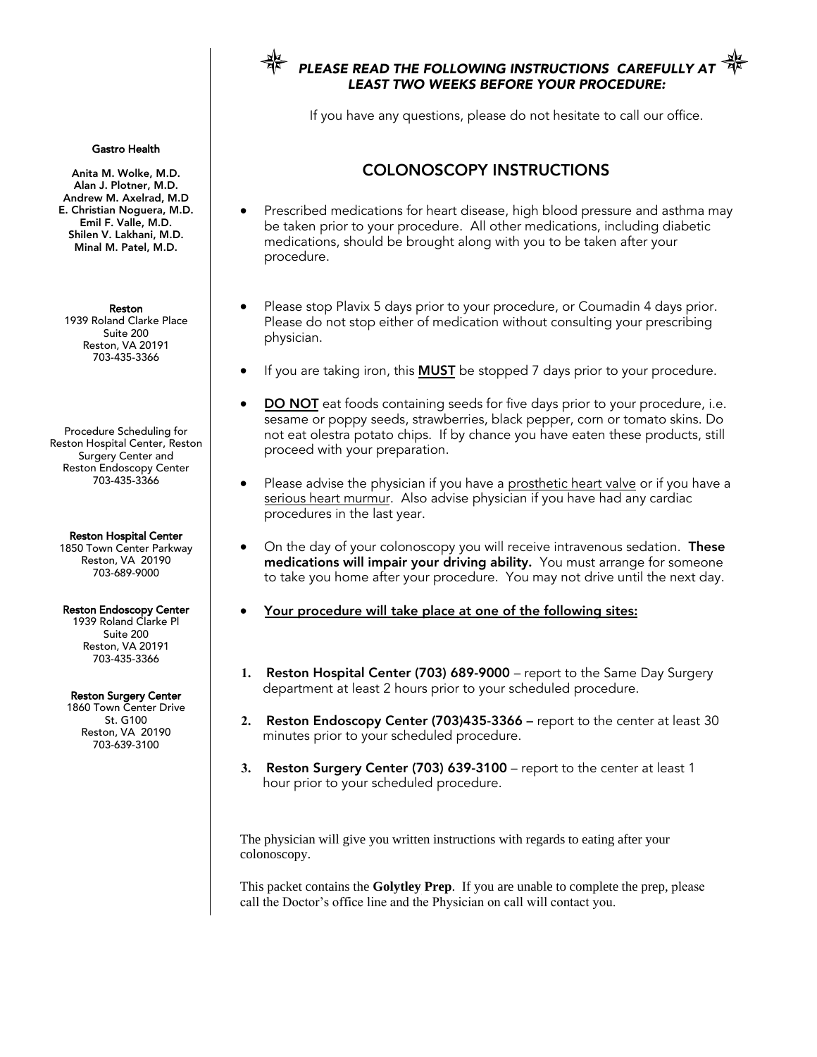***PLEASE READ THE FOLLOWING INSTRUCTIONS CAREFULLY AT LEAST TWO WEEKS BEFORE YOUR PROCEDURE:***

If you have any questions, please do not hesitate to call our office.

**Gastro Health**

**Anita M. Wolke, M.D.**
**Alan J. Plotner, M.D.**
**Andrew M. Axelrad, M.D**
**E. Christian Noguera, M.D.**
**Emil F. Valle, M.D.**
**Shilen V. Lakhani, M.D.**
**Minal M. Patel, M.D.**

**Reston**
1939 Roland Clarke Place
Suite 200
Reston, VA 20191
703-435-3366

Procedure Scheduling for Reston Hospital Center, Reston Surgery Center and Reston Endoscopy Center
703-435-3366

**Reston Hospital Center**
1850 Town Center Parkway
Reston, VA 20190
703-689-9000

**Reston Endoscopy Center**
1939 Roland Clarke Pl
Suite 200
Reston, VA 20191
703-435-3366

**Reston Surgery Center**
1860 Town Center Drive
St. G100
Reston, VA 20190
703-639-3100

## COLONOSCOPY INSTRUCTIONS

- Prescribed medications for heart disease, high blood pressure and asthma may be taken prior to your procedure. All other medications, including diabetic medications, should be brought along with you to be taken after your procedure.

- Please stop Plavix 5 days prior to your procedure, or Coumadin 4 days prior. Please do not stop either of medication without consulting your prescribing physician.

- If you are taking iron, this **MUST** be stopped 7 days prior to your procedure.

- **DO NOT** eat foods containing seeds for five days prior to your procedure, i.e. sesame or poppy seeds, strawberries, black pepper, corn or tomato skins. Do not eat olestra potato chips. If by chance you have eaten these products, still proceed with your preparation.

- Please advise the physician if you have a prosthetic heart valve or if you have a serious heart murmur. Also advise physician if you have had any cardiac procedures in the last year.

- On the day of your colonoscopy you will receive intravenous sedation. **These medications will impair your driving ability.** You must arrange for someone to take you home after your procedure. You may not drive until the next day.

- **Your procedure will take place at one of the following sites:**

1. **Reston Hospital Center (703) 689-9000** – report to the Same Day Surgery department at least 2 hours prior to your scheduled procedure.
2. **Reston Endoscopy Center (703)435-3366 –** report to the center at least 30 minutes prior to your scheduled procedure.
3. **Reston Surgery Center (703) 639-3100** – report to the center at least 1 hour prior to your scheduled procedure.

The physician will give you written instructions with regards to eating after your colonoscopy.

This packet contains the **Golytley Prep**. If you are unable to complete the prep, please call the Doctor's office line and the Physician on call will contact you.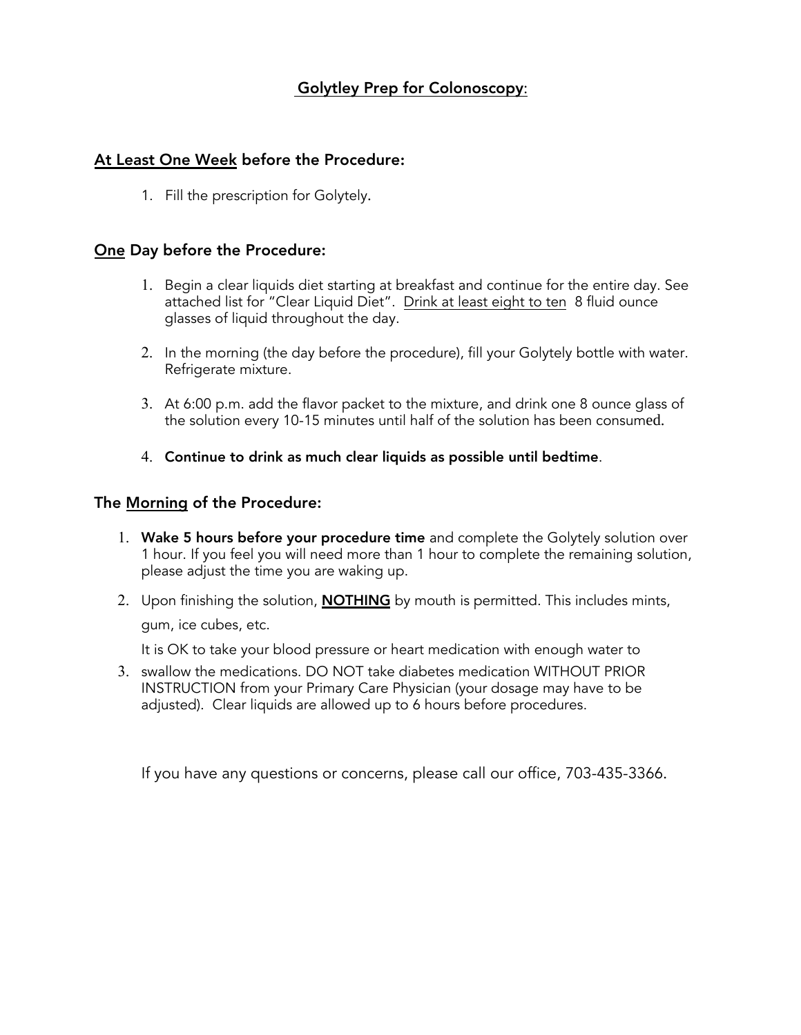# Golytley Prep for Colonoscopy:

## At Least One Week before the Procedure:

1. Fill the prescription for Golytely.

## One Day before the Procedure:

1. Begin a clear liquids diet starting at breakfast and continue for the entire day. See attached list for "Clear Liquid Diet". Drink at least eight to ten 8 fluid ounce glasses of liquid throughout the day.

2. In the morning (the day before the procedure), fill your Golytely bottle with water. Refrigerate mixture.

3. At 6:00 p.m. add the flavor packet to the mixture, and drink one 8 ounce glass of the solution every 10-15 minutes until half of the solution has been consumed.

4. **Continue to drink as much clear liquids as possible until bedtime**.

## The Morning of the Procedure:

1. **Wake 5 hours before your procedure time** and complete the Golytely solution over 1 hour. If you feel you will need more than 1 hour to complete the remaining solution, please adjust the time you are waking up.

2. Upon finishing the solution, **NOTHING** by mouth is permitted. This includes mints, gum, ice cubes, etc.

   It is OK to take your blood pressure or heart medication with enough water to

3. swallow the medications. DO NOT take diabetes medication WITHOUT PRIOR INSTRUCTION from your Primary Care Physician (your dosage may have to be adjusted). Clear liquids are allowed up to 6 hours before procedures.

If you have any questions or concerns, please call our office, 703-435-3366.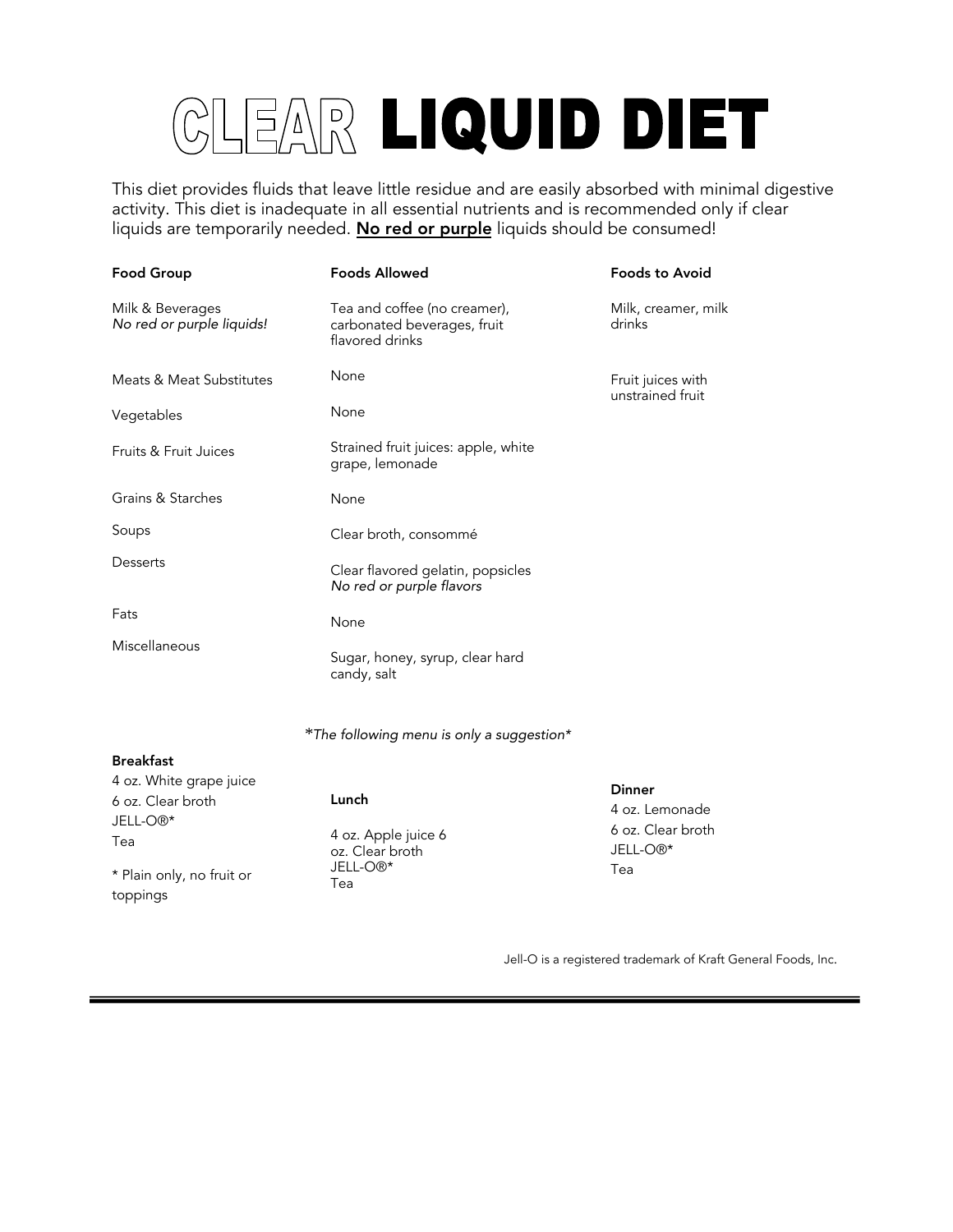# CLEAR LIQUID DIET

This diet provides fluids that leave little residue and are easily absorbed with minimal digestive activity. This diet is inadequate in all essential nutrients and is recommended only if clear liquids are temporarily needed. **No red or purple** liquids should be consumed!

| Food Group | Foods Allowed | Foods to Avoid |
|---|---|---|
| Milk & Beverages *No red or purple liquids!* | Tea and coffee (no creamer), carbonated beverages, fruit flavored drinks | Milk, creamer, milk drinks |
| Meats & Meat Substitutes | None | Fruit juices with unstrained fruit |
| Vegetables | None | |
| Fruits & Fruit Juices | Strained fruit juices: apple, white grape, lemonade | |
| Grains & Starches | None | |
| Soups | Clear broth, consommé | |
| Desserts | Clear flavored gelatin, popsicles *No red or purple flavors* | |
| Fats | None | |
| Miscellaneous | Sugar, honey, syrup, clear hard candy, salt | |

*\*The following menu is only a suggestion\**

**Breakfast**
4 oz. White grape juice
6 oz. Clear broth
JELL-O®*
Tea

\* Plain only, no fruit or toppings

**Lunch**
4 oz. Apple juice 6 oz. Clear broth
JELL-O®*
Tea

**Dinner**
4 oz. Lemonade
6 oz. Clear broth
JELL-O®*
Tea

Jell-O is a registered trademark of Kraft General Foods, Inc.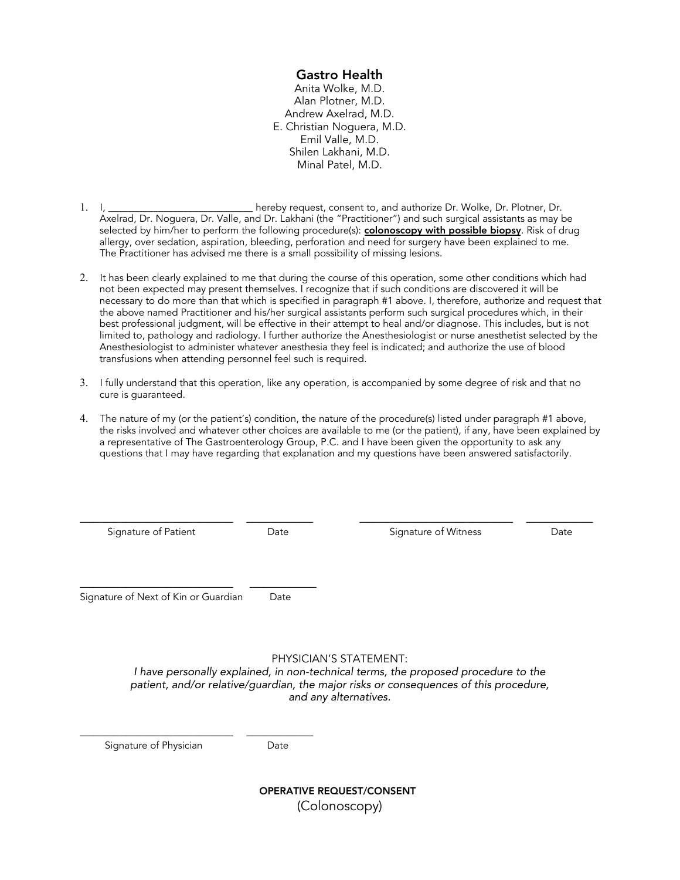# Gastro Health

Anita Wolke, M.D.
Alan Plotner, M.D.
Andrew Axelrad, M.D.
E. Christian Noguera, M.D.
Emil Valle, M.D.
Shilen Lakhani, M.D.
Minal Patel, M.D.

1. I, ____________________________ hereby request, consent to, and authorize Dr. Wolke, Dr. Plotner, Dr. Axelrad, Dr. Noguera, Dr. Valle, and Dr. Lakhani (the "Practitioner") and such surgical assistants as may be selected by him/her to perform the following procedure(s): **colonoscopy with possible biopsy**. Risk of drug allergy, over sedation, aspiration, bleeding, perforation and need for surgery have been explained to me. The Practitioner has advised me there is a small possibility of missing lesions.

2. It has been clearly explained to me that during the course of this operation, some other conditions which had not been expected may present themselves. I recognize that if such conditions are discovered it will be necessary to do more than that which is specified in paragraph #1 above. I, therefore, authorize and request that the above named Practitioner and his/her surgical assistants perform such surgical procedures which, in their best professional judgment, will be effective in their attempt to heal and/or diagnose. This includes, but is not limited to, pathology and radiology. I further authorize the Anesthesiologist or nurse anesthetist selected by the Anesthesiologist to administer whatever anesthesia they feel is indicated; and authorize the use of blood transfusions when attending personnel feel such is required.

3. I fully understand that this operation, like any operation, is accompanied by some degree of risk and that no cure is guaranteed.

4. The nature of my (or the patient's) condition, the nature of the procedure(s) listed under paragraph #1 above, the risks involved and whatever other choices are available to me (or the patient), if any, have been explained by a representative of The Gastroenterology Group, P.C. and I have been given the opportunity to ask any questions that I may have regarding that explanation and my questions have been answered satisfactorily.

______________________________ ____________ ______________________________ ____________
Signature of Patient Date Signature of Witness Date

______________________________ ____________
Signature of Next of Kin or Guardian Date

PHYSICIAN'S STATEMENT:

*I have personally explained, in non-technical terms, the proposed procedure to the patient, and/or relative/guardian, the major risks or consequences of this procedure, and any alternatives.*

______________________________ ____________
Signature of Physician Date

**OPERATIVE REQUEST/CONSENT**

(Colonoscopy)